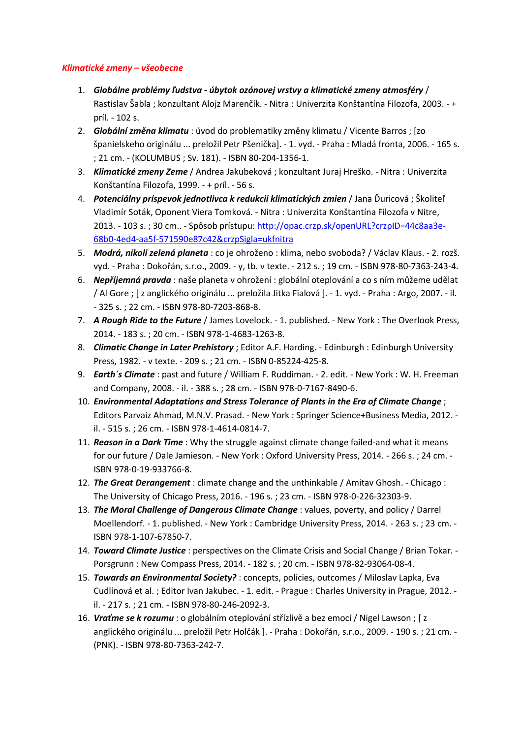*Klimatické zmeny – všeobecne*

1. ***Globálne problémy ľudstva - úbytok ozónovej vrstvy a klimatické zmeny atmosféry*** / Rastislav Šabla ; konzultant Alojz Marenčík. - Nitra : Univerzita Konštantína Filozofa, 2003. - + príl. - 102 s.
2. ***Globální změna klimatu*** : úvod do problematiky změny klimatu / Vicente Barros ; [zo španielskeho originálu ... preložil Petr Pšenička]. - 1. vyd. - Praha : Mladá fronta, 2006. - 165 s. ; 21 cm. - (KOLUMBUS ; Sv. 181). - ISBN 80-204-1356-1.
3. ***Klimatické zmeny Zeme*** / Andrea Jakubeková ; konzultant Juraj Hreško. - Nitra : Univerzita Konštantína Filozofa, 1999. - + príl. - 56 s.
4. ***Potenciálny príspevok jednotlivca k redukcii klimatických zmien*** / Jana Ďuricová ; Školiteľ Vladimír Soták, Oponent Viera Tomková. - Nitra : Univerzita Konštantína Filozofa v Nitre, 2013. - 103 s. ; 30 cm.. - Spôsob prístupu: [http://opac.crzp.sk/openURL?crzpID=44c8aa3e-68b0-4ed4-aa5f-571590e87c42&crzpSigla=ukfnitra](http://opac.crzp.sk/openURL?crzpID=44c8aa3e-68b0-4ed4-aa5f-571590e87c42&crzpSigla=ukfnitra)
5. ***Modrá, nikoli zelená planeta*** : co je ohroženo : klima, nebo svoboda? / Václav Klaus. - 2. rozš. vyd. - Praha : Dokořán, s.r.o., 2009. - y, tb. v texte. - 212 s. ; 19 cm. - ISBN 978-80-7363-243-4.
6. ***Nepříjemná pravda*** : naše planeta v ohrožení : globální oteplování a co s ním můžeme udělat / Al Gore ; [ z anglického originálu ... preložila Jitka Fialová ]. - 1. vyd. - Praha : Argo, 2007. - il. - 325 s. ; 22 cm. - ISBN 978-80-7203-868-8.
7. ***A Rough Ride to the Future*** / James Lovelock. - 1. published. - New York : The Overlook Press, 2014. - 183 s. ; 20 cm. - ISBN 978-1-4683-1263-8.
8. ***Climatic Change in Later Prehistory*** ; Editor A.F. Harding. - Edinburgh : Edinburgh University Press, 1982. - v texte. - 209 s. ; 21 cm. - ISBN 0-85224-425-8.
9. ***Earth´s Climate*** : past and future / William F. Ruddiman. - 2. edit. - New York : W. H. Freeman and Company, 2008. - il. - 388 s. ; 28 cm. - ISBN 978-0-7167-8490-6.
10. ***Environmental Adaptations and Stress Tolerance of Plants in the Era of Climate Change*** ; Editors Parvaiz Ahmad, M.N.V. Prasad. - New York : Springer Science+Business Media, 2012. - il. - 515 s. ; 26 cm. - ISBN 978-1-4614-0814-7.
11. ***Reason in a Dark Time*** : Why the struggle against climate change failed-and what it means for our future / Dale Jamieson. - New York : Oxford University Press, 2014. - 266 s. ; 24 cm. - ISBN 978-0-19-933766-8.
12. ***The Great Derangement*** : climate change and the unthinkable / Amitav Ghosh. - Chicago : The University of Chicago Press, 2016. - 196 s. ; 23 cm. - ISBN 978-0-226-32303-9.
13. ***The Moral Challenge of Dangerous Climate Change*** : values, poverty, and policy / Darrel Moellendorf. - 1. published. - New York : Cambridge University Press, 2014. - 263 s. ; 23 cm. - ISBN 978-1-107-67850-7.
14. ***Toward Climate Justice*** : perspectives on the Climate Crisis and Social Change / Brian Tokar. - Porsgrunn : New Compass Press, 2014. - 182 s. ; 20 cm. - ISBN 978-82-93064-08-4.
15. ***Towards an Environmental Society?*** : concepts, policies, outcomes / Miloslav Lapka, Eva Cudlínová et al. ; Editor Ivan Jakubec. - 1. edit. - Prague : Charles University in Prague, 2012. - il. - 217 s. ; 21 cm. - ISBN 978-80-246-2092-3.
16. ***Vraťme se k rozumu*** : o globálním oteplování střízlivě a bez emocí / Nigel Lawson ; [ z anglického originálu ... preložil Petr Holčák ]. - Praha : Dokořán, s.r.o., 2009. - 190 s. ; 21 cm. - (PNK). - ISBN 978-80-7363-242-7.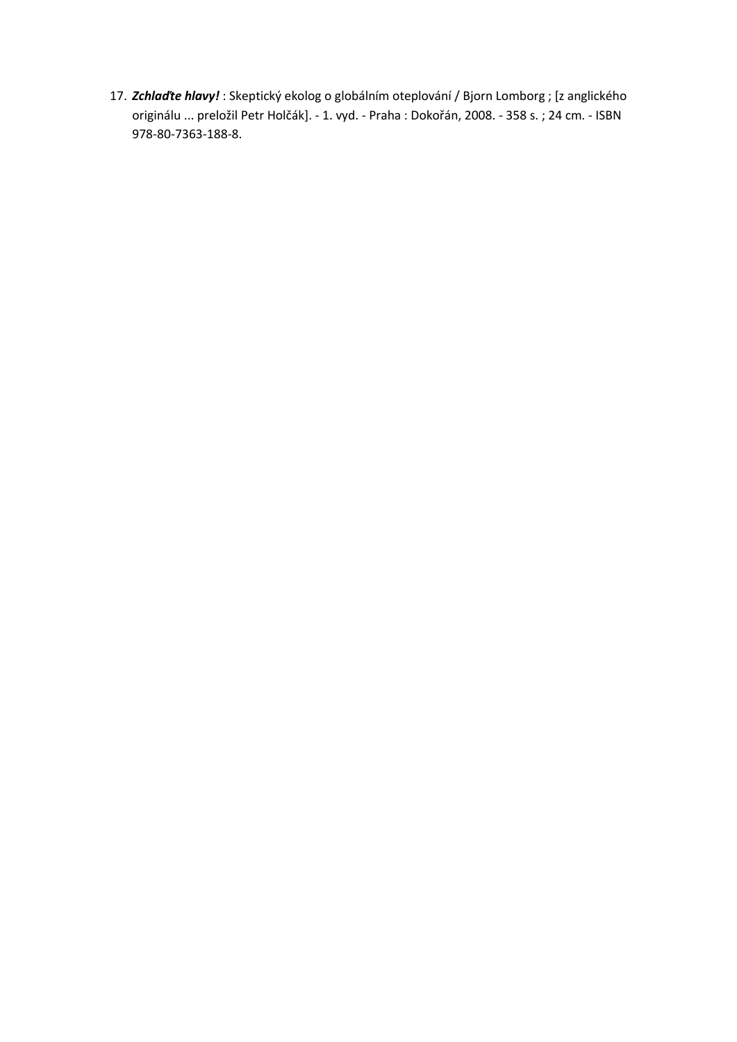17. ***Zchlaďte hlavy!*** : Skeptický ekolog o globálním oteplování / Bjorn Lomborg ; [z anglického originálu ... preložil Petr Holčák]. - 1. vyd. - Praha : Dokořán, 2008. - 358 s. ; 24 cm. - ISBN 978-80-7363-188-8.